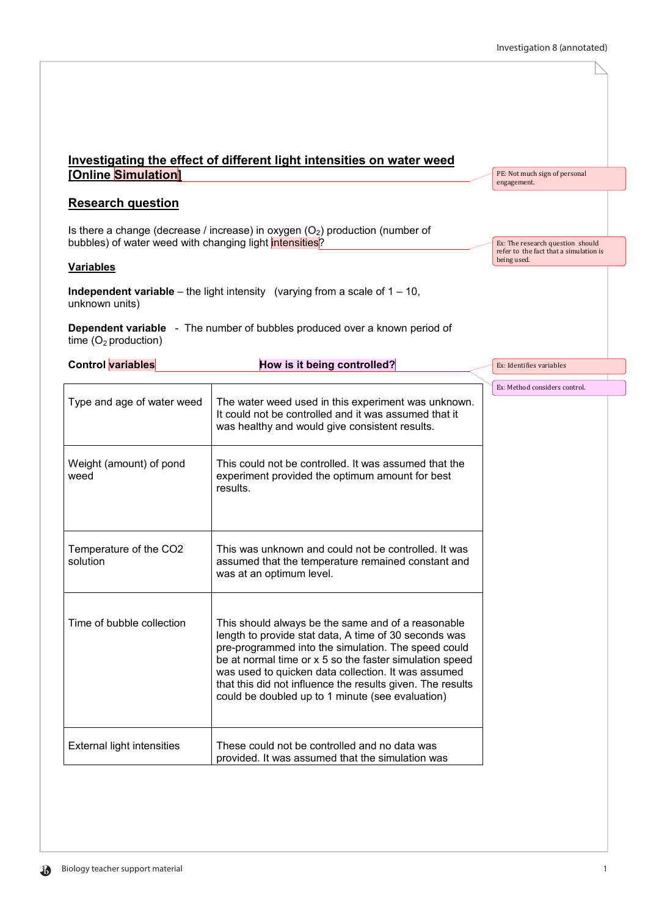## Investigating the effect of different light intensities on water weed [Online Simulation]

PE: Not much sign of personal engagement.

## Research question

Is there a change (decrease / increase) in oxygen ($O_2$) production (number of bubbles) of water weed with changing light intensities?

Ex: The research question should refer to the fact that a simulation is being used.

### Variables

**Independent variable** – the light intensity (varying from a scale of 1 – 10, unknown units)

**Dependent variable** - The number of bubbles produced over a known period of time ($O_2$ production)

Ex: Identifies variables

Ex: Method considers control.

| Control variables | How is it being controlled? |
|---|---|
| Type and age of water weed | The water weed used in this experiment was unknown. It could not be controlled and it was assumed that it was healthy and would give consistent results. |
| Weight (amount) of pond weed | This could not be controlled. It was assumed that the experiment provided the optimum amount for best results. |
| Temperature of the CO2 solution | This was unknown and could not be controlled. It was assumed that the temperature remained constant and was at an optimum level. |
| Time of bubble collection | This should always be the same and of a reasonable length to provide stat data, A time of 30 seconds was pre-programmed into the simulation. The speed could be at normal time or x 5 so the faster simulation speed was used to quicken data collection. It was assumed that this did not influence the results given. The results could be doubled up to 1 minute (see evaluation) |
| External light intensities | These could not be controlled and no data was provided. It was assumed that the simulation was |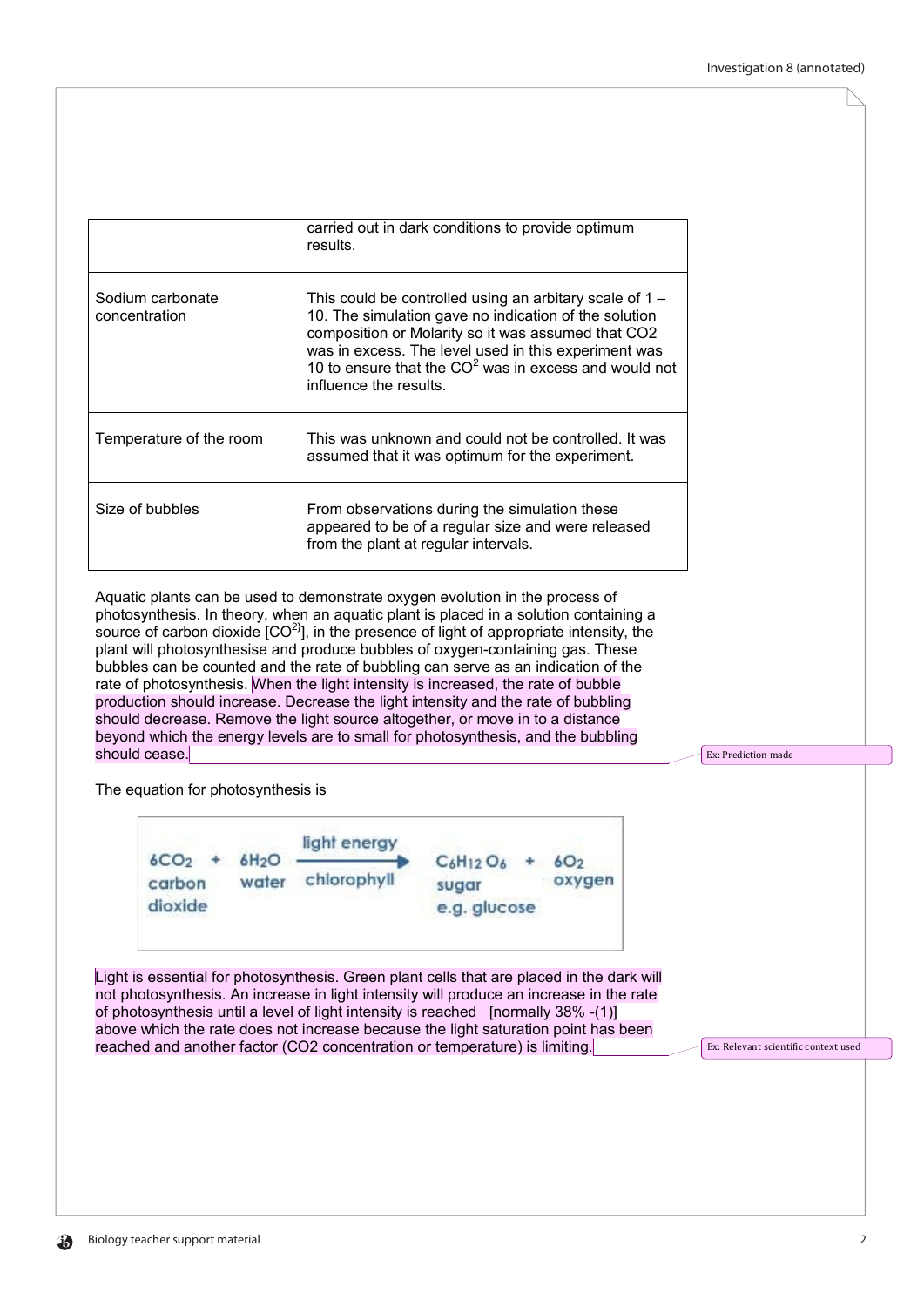| | |
|---|---|
| | carried out in dark conditions to provide optimum results. |
| Sodium carbonate concentration | This could be controlled using an arbitary scale of 1 – 10. The simulation gave no indication of the solution composition or Molarity so it was assumed that CO2 was in excess. The level used in this experiment was 10 to ensure that the $CO^2$ was in excess and would not influence the results. |
| Temperature of the room | This was unknown and could not be controlled. It was assumed that it was optimum for the experiment. |
| Size of bubbles | From observations during the simulation these appeared to be of a regular size and were released from the plant at regular intervals. |

Aquatic plants can be used to demonstrate oxygen evolution in the process of photosynthesis. In theory, when an aquatic plant is placed in a solution containing a source of carbon dioxide [$CO^{2)}$], in the presence of light of appropriate intensity, the plant will photosynthesise and produce bubbles of oxygen-containing gas. These bubbles can be counted and the rate of bubbling can serve as an indication of the rate of photosynthesis. When the light intensity is increased, the rate of bubble production should increase. Decrease the light intensity and the rate of bubbling should decrease. Remove the light source altogether, or move in to a distance beyond which the energy levels are to small for photosynthesis, and the bubbling should cease.

Ex: Prediction made

The equation for photosynthesis is

$$\underset{\text{carbon dioxide}}{6CO_2} + \underset{\text{water}}{6H_2O} \xrightarrow[\text{chlorophyll}]{\text{light energy}} \underset{\text{sugar e.g. glucose}}{C_6H_{12}O_6} + \underset{\text{oxygen}}{6O_2}$$

Light is essential for photosynthesis. Green plant cells that are placed in the dark will not photosynthesis. An increase in light intensity will produce an increase in the rate of photosynthesis until a level of light intensity is reached [normally 38% -(1)] above which the rate does not increase because the light saturation point has been reached and another factor (CO2 concentration or temperature) is limiting.

Ex: Relevant scientific context used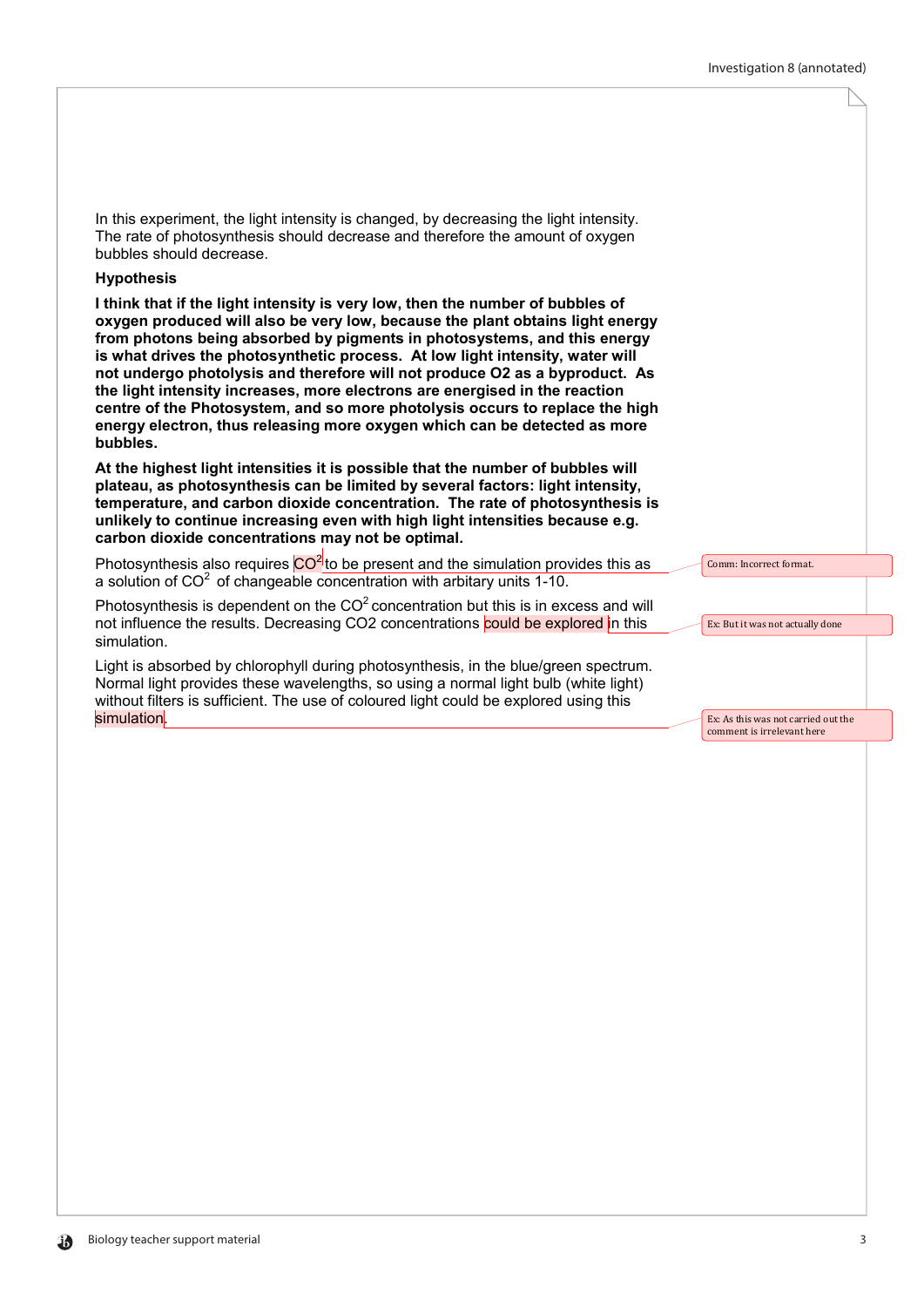In this experiment, the light intensity is changed, by decreasing the light intensity. The rate of photosynthesis should decrease and therefore the amount of oxygen bubbles should decrease.

**Hypothesis**

**I think that if the light intensity is very low, then the number of bubbles of oxygen produced will also be very low, because the plant obtains light energy from photons being absorbed by pigments in photosystems, and this energy is what drives the photosynthetic process. At low light intensity, water will not undergo photolysis and therefore will not produce O2 as a byproduct. As the light intensity increases, more electrons are energised in the reaction centre of the Photosystem, and so more photolysis occurs to replace the high energy electron, thus releasing more oxygen which can be detected as more bubbles.**

**At the highest light intensities it is possible that the number of bubbles will plateau, as photosynthesis can be limited by several factors: light intensity, temperature, and carbon dioxide concentration. The rate of photosynthesis is unlikely to continue increasing even with high light intensities because e.g. carbon dioxide concentrations may not be optimal.**

Photosynthesis also requires $CO^2$ to be present and the simulation provides this as a solution of $CO^2$ of changeable concentration with arbitary units 1-10.

Comm: Incorrect format.

Photosynthesis is dependent on the $CO^2$ concentration but this is in excess and will not influence the results. Decreasing CO2 concentrations could be explored in this simulation.

Ex: But it was not actually done

Light is absorbed by chlorophyll during photosynthesis, in the blue/green spectrum. Normal light provides these wavelengths, so using a normal light bulb (white light) without filters is sufficient. The use of coloured light could be explored using this simulation.

Ex: As this was not carried out the comment is irrelevant here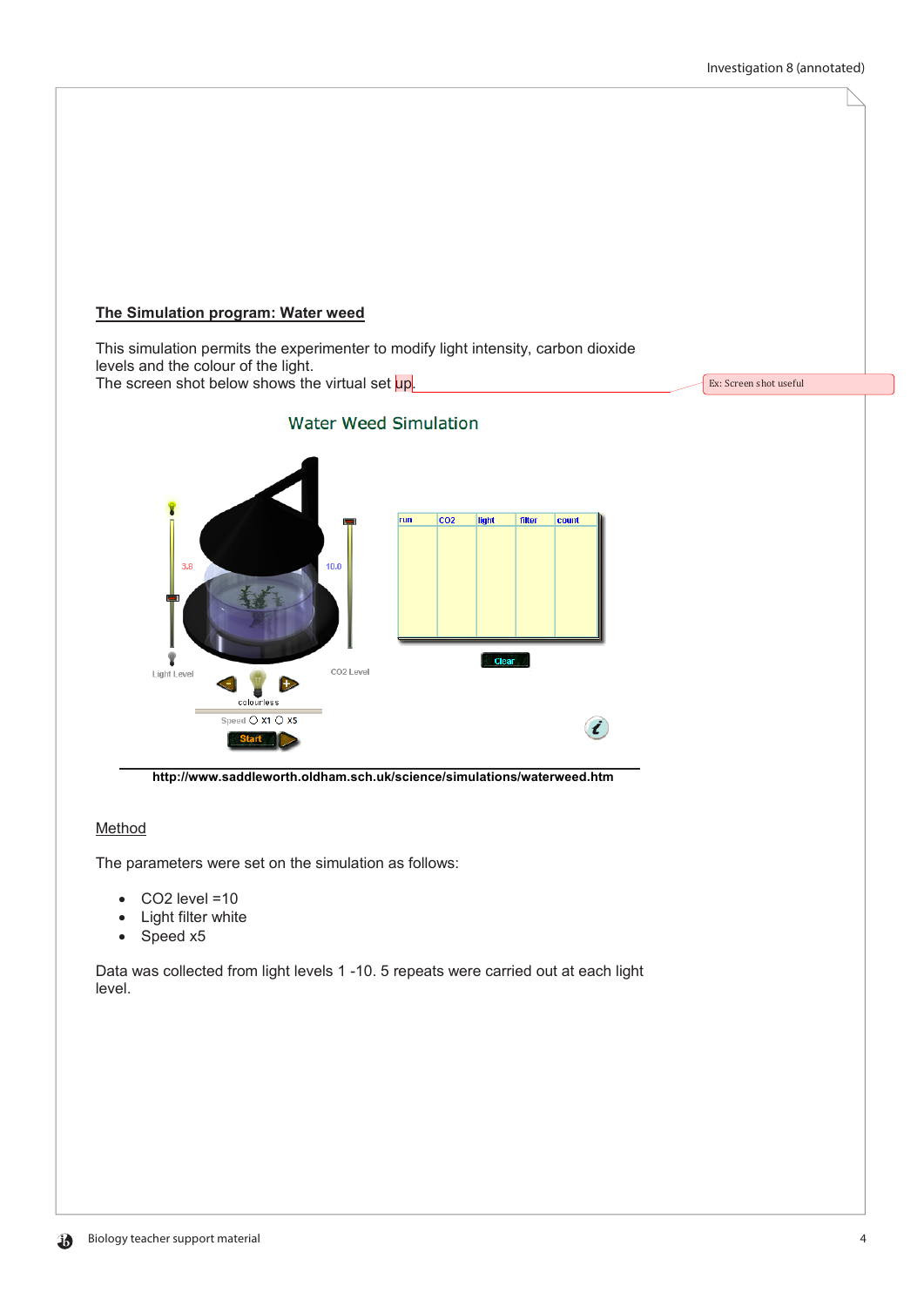**The Simulation program: Water weed**

This simulation permits the experimenter to modify light intensity, carbon dioxide levels and the colour of the light.
The screen shot below shows the virtual set up.

Ex: Screen shot useful

Water Weed Simulation

| run | CO2 | light | filter | count |
| --- | --- | --- | --- | --- |
| | | | | |

Light Level 3.8 | 10.0 CO2 Level | colourless | Speed X1 X5 | Start | Clear

http://www.saddleworth.oldham.sch.uk/science/simulations/waterweed.htm

Method

The parameters were set on the simulation as follows:

- $CO_2$ level =10
- Light filter white
- Speed x5

Data was collected from light levels 1 -10. 5 repeats were carried out at each light level.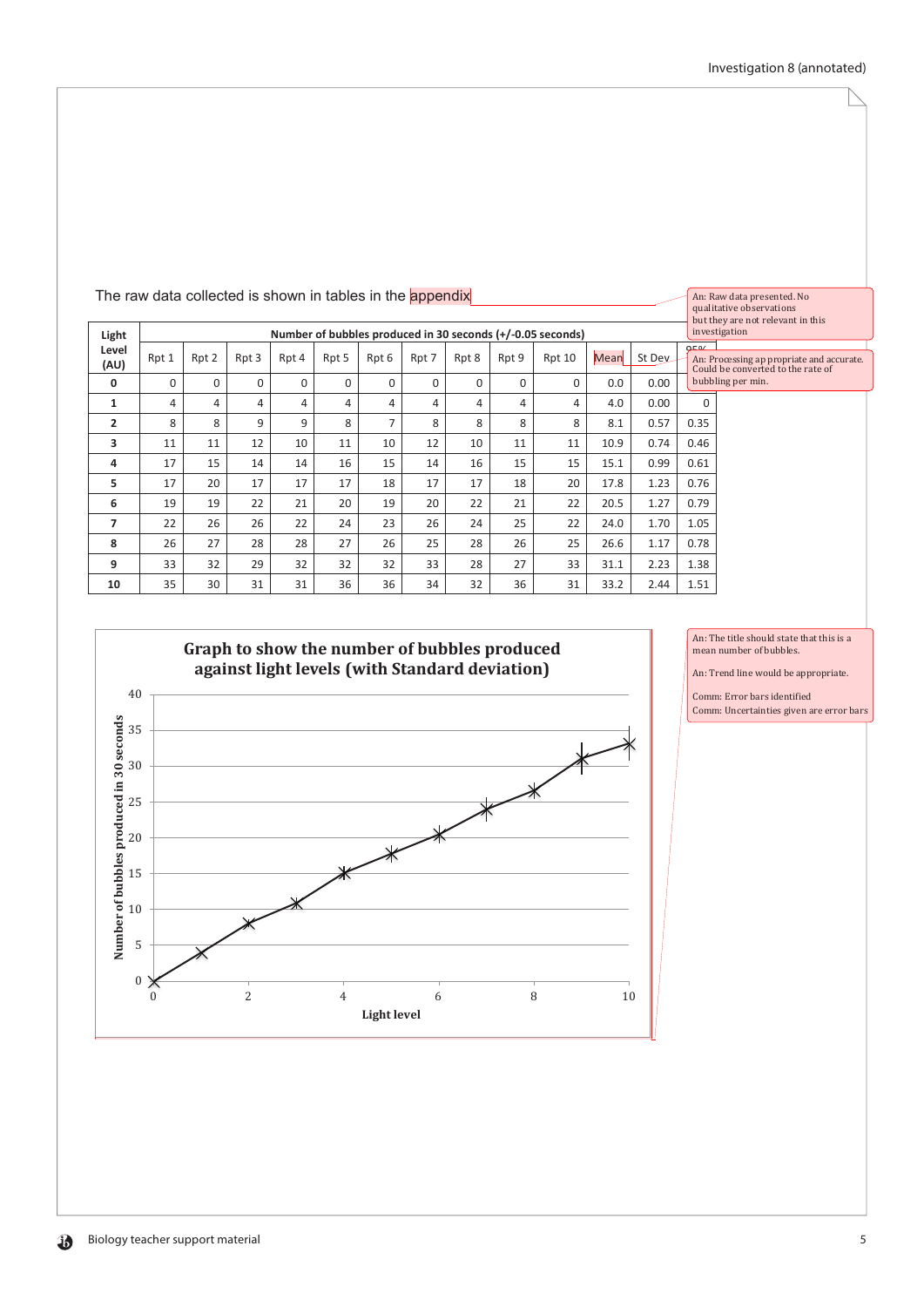The raw data collected is shown in tables in the appendix

An: Raw data presented. No qualitative observations but they are not relevant in this investigation

An: Processing appropriate and accurate. Could be converted to the rate of bubbling per min.

| Light Level (AU) | Number of bubbles produced in 30 seconds (+/-0.05 seconds) | | | | | | | | | | | | |
|---|---|---|---|---|---|---|---|---|---|---|---|---|---|
| | Rpt 1 | Rpt 2 | Rpt 3 | Rpt 4 | Rpt 5 | Rpt 6 | Rpt 7 | Rpt 8 | Rpt 9 | Rpt 10 | Mean | St Dev | 95% |
| **0** | 0 | 0 | 0 | 0 | 0 | 0 | 0 | 0 | 0 | 0 | 0.0 | 0.00 | |
| **1** | 4 | 4 | 4 | 4 | 4 | 4 | 4 | 4 | 4 | 4 | 4.0 | 0.00 | 0 |
| **2** | 8 | 8 | 9 | 9 | 8 | 7 | 8 | 8 | 8 | 8 | 8.1 | 0.57 | 0.35 |
| **3** | 11 | 11 | 12 | 10 | 11 | 10 | 12 | 10 | 11 | 11 | 10.9 | 0.74 | 0.46 |
| **4** | 17 | 15 | 14 | 14 | 16 | 15 | 14 | 16 | 15 | 15 | 15.1 | 0.99 | 0.61 |
| **5** | 17 | 20 | 17 | 17 | 17 | 18 | 17 | 17 | 18 | 20 | 17.8 | 1.23 | 0.76 |
| **6** | 19 | 19 | 22 | 21 | 20 | 19 | 20 | 22 | 21 | 22 | 20.5 | 1.27 | 0.79 |
| **7** | 22 | 26 | 26 | 22 | 24 | 23 | 26 | 24 | 25 | 22 | 24.0 | 1.70 | 1.05 |
| **8** | 26 | 27 | 28 | 28 | 27 | 26 | 25 | 28 | 26 | 25 | 26.6 | 1.17 | 0.78 |
| **9** | 33 | 32 | 29 | 32 | 32 | 32 | 33 | 28 | 27 | 33 | 31.1 | 2.23 | 1.38 |
| **10** | 35 | 30 | 31 | 31 | 36 | 36 | 34 | 32 | 36 | 31 | 33.2 | 2.44 | 1.51 |

**Graph to show the number of bubbles produced against light levels (with Standard deviation)**

| Light level | Number of bubbles produced in 30 seconds |
|---|---|
| 0 | 0.0 |
| 1 | 4.0 |
| 2 | 8.1 |
| 3 | 10.9 |
| 4 | 15.1 |
| 5 | 17.8 |
| 6 | 20.5 |
| 7 | 24.0 |
| 8 | 26.6 |
| 9 | 31.1 |
| 10 | 33.2 |

An: The title should state that this is a mean number of bubbles.

An: Trend line would be appropriate.

Comm: Error bars identified

Comm: Uncertainties given are error bars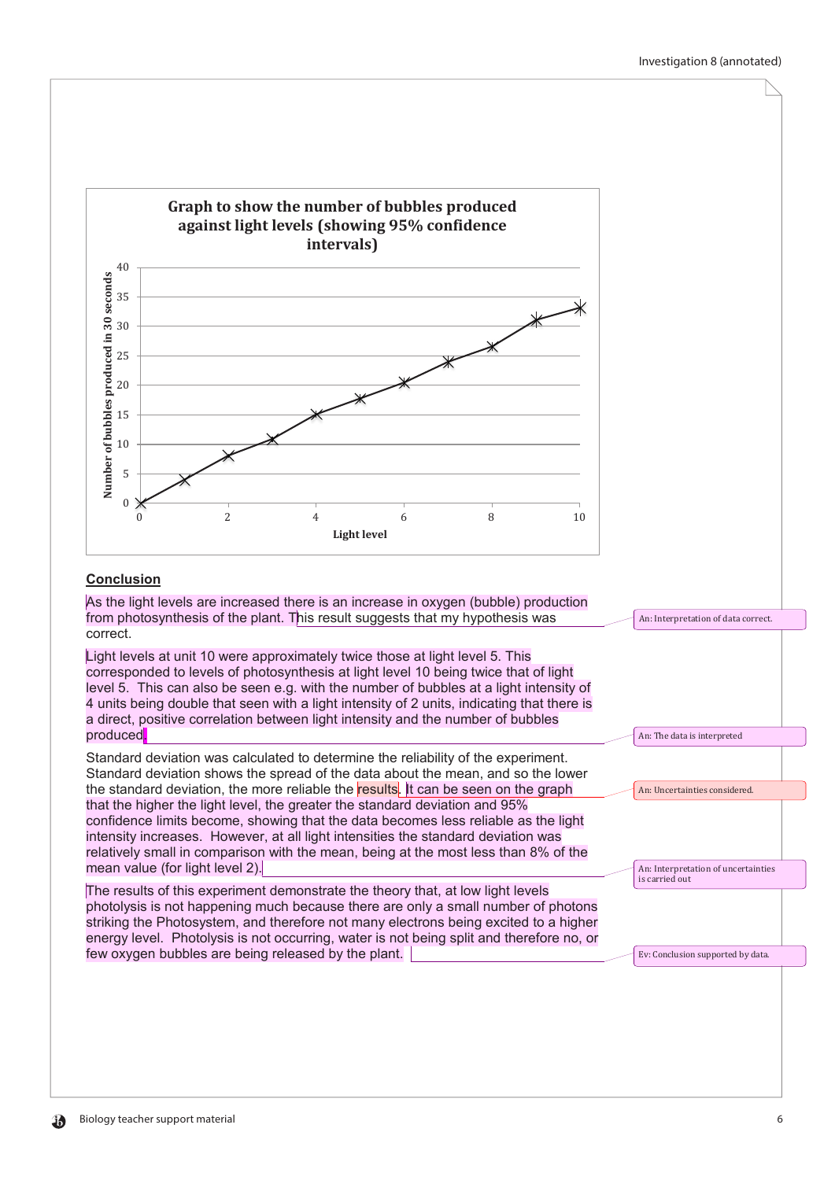**Graph to show the number of bubbles produced against light levels (showing 95% confidence intervals)**

Light level (x-axis: 0–10); Number of bubbles produced in 30 seconds (y-axis: 0–40)

## Conclusion

As the light levels are increased there is an increase in oxygen (bubble) production from photosynthesis of the plant. This result suggests that my hypothesis was correct.

*An: Interpretation of data correct.*

Light levels at unit 10 were approximately twice those at light level 5. This corresponded to levels of photosynthesis at light level 10 being twice that of light level 5. This can also be seen e.g. with the number of bubbles at a light intensity of 4 units being double that seen with a light intensity of 2 units, indicating that there is a direct, positive correlation between light intensity and the number of bubbles produced.

*An: The data is interpreted*

Standard deviation was calculated to determine the reliability of the experiment. Standard deviation shows the spread of the data about the mean, and so the lower the standard deviation, the more reliable the results. It can be seen on the graph that the higher the light level, the greater the standard deviation and 95% confidence limits become, showing that the data becomes less reliable as the light intensity increases. However, at all light intensities the standard deviation was relatively small in comparison with the mean, being at the most less than 8% of the mean value (for light level 2).

*An: Uncertainties considered.*

*An: Interpretation of uncertainties is carried out*

The results of this experiment demonstrate the theory that, at low light levels photolysis is not happening much because there are only a small number of photons striking the Photosystem, and therefore not many electrons being excited to a higher energy level. Photolysis is not occurring, water is not being split and therefore no, or few oxygen bubbles are being released by the plant.

*Ev: Conclusion supported by data.*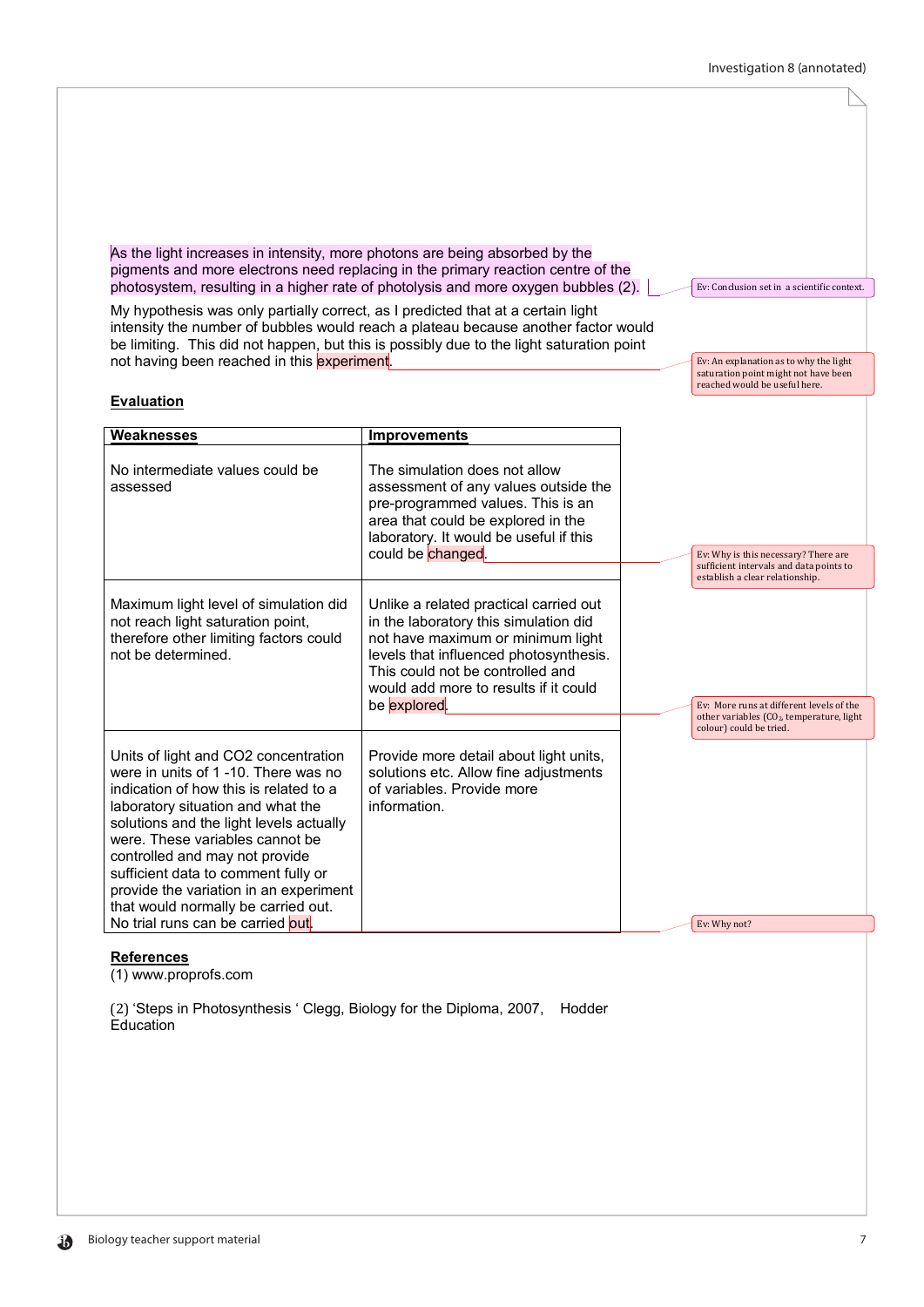As the light increases in intensity, more photons are being absorbed by the pigments and more electrons need replacing in the primary reaction centre of the photosystem, resulting in a higher rate of photolysis and more oxygen bubbles (2).

Ev: Conclusion set in a scientific context.

My hypothesis was only partially correct, as I predicted that at a certain light intensity the number of bubbles would reach a plateau because another factor would be limiting. This did not happen, but this is possibly due to the light saturation point not having been reached in this experiment.

Ev: An explanation as to why the light saturation point might not have been reached would be useful here.

## Evaluation

| Weaknesses | Improvements |
|---|---|
| No intermediate values could be assessed | The simulation does not allow assessment of any values outside the pre-programmed values. This is an area that could be explored in the laboratory. It would be useful if this could be changed. |
| Maximum light level of simulation did not reach light saturation point, therefore other limiting factors could not be determined. | Unlike a related practical carried out in the laboratory this simulation did not have maximum or minimum light levels that influenced photosynthesis. This could not be controlled and would add more to results if it could be explored. |
| Units of light and CO2 concentration were in units of 1 -10. There was no indication of how this is related to a laboratory situation and what the solutions and the light levels actually were. These variables cannot be controlled and may not provide sufficient data to comment fully or provide the variation in an experiment that would normally be carried out. No trial runs can be carried out. | Provide more detail about light units, solutions etc. Allow fine adjustments of variables. Provide more information. |

Ev: Why is this necessary? There are sufficient intervals and data points to establish a clear relationship.

Ev: More runs at different levels of the other variables ($CO_2$, temperature, light colour) could be tried.

Ev: Why not?

## References

(1) www.proprofs.com

(2) 'Steps in Photosynthesis ' Clegg, Biology for the Diploma, 2007, Hodder Education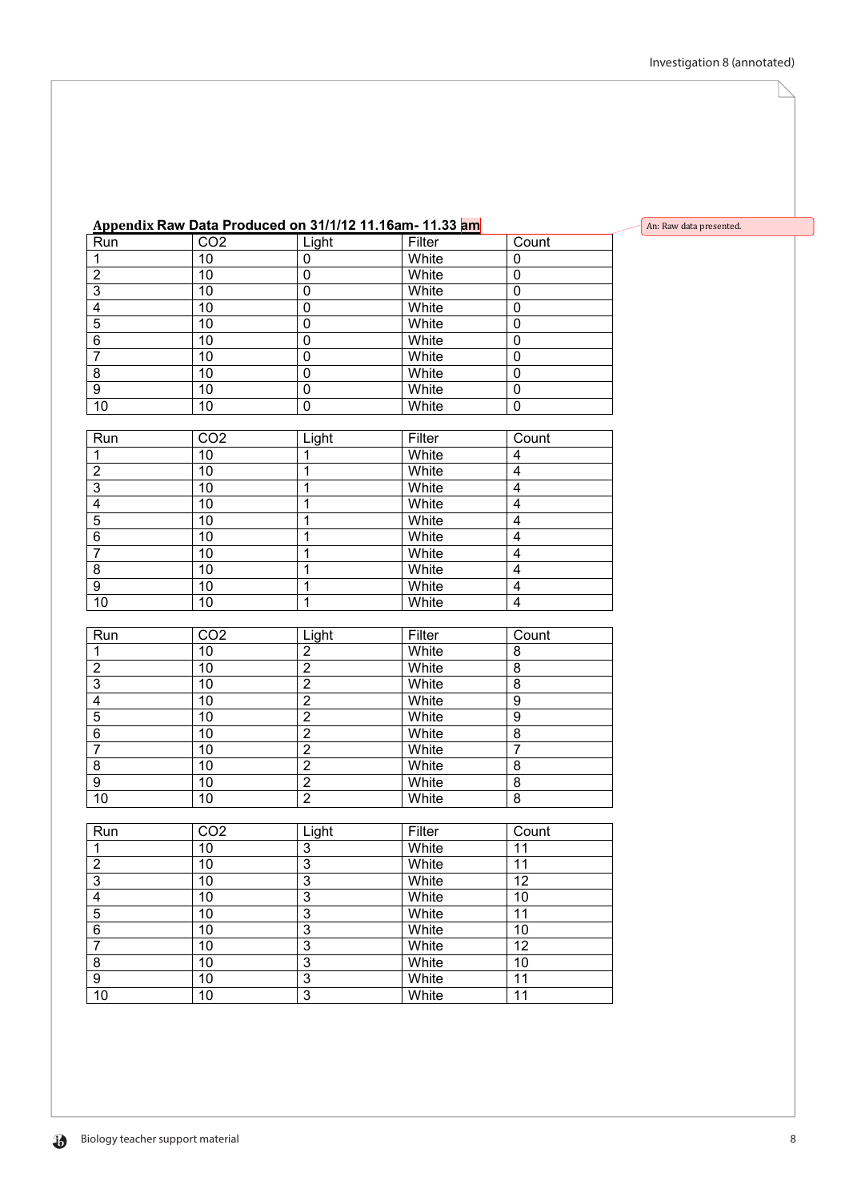**Appendix Raw Data Produced on 31/1/12 11.16am- 11.33 am**

An: Raw data presented.

| Run | CO2 | Light | Filter | Count |
|---|---|---|---|---|
| 1 | 10 | 0 | White | 0 |
| 2 | 10 | 0 | White | 0 |
| 3 | 10 | 0 | White | 0 |
| 4 | 10 | 0 | White | 0 |
| 5 | 10 | 0 | White | 0 |
| 6 | 10 | 0 | White | 0 |
| 7 | 10 | 0 | White | 0 |
| 8 | 10 | 0 | White | 0 |
| 9 | 10 | 0 | White | 0 |
| 10 | 10 | 0 | White | 0 |

| Run | CO2 | Light | Filter | Count |
|---|---|---|---|---|
| 1 | 10 | 1 | White | 4 |
| 2 | 10 | 1 | White | 4 |
| 3 | 10 | 1 | White | 4 |
| 4 | 10 | 1 | White | 4 |
| 5 | 10 | 1 | White | 4 |
| 6 | 10 | 1 | White | 4 |
| 7 | 10 | 1 | White | 4 |
| 8 | 10 | 1 | White | 4 |
| 9 | 10 | 1 | White | 4 |
| 10 | 10 | 1 | White | 4 |

| Run | CO2 | Light | Filter | Count |
|---|---|---|---|---|
| 1 | 10 | 2 | White | 8 |
| 2 | 10 | 2 | White | 8 |
| 3 | 10 | 2 | White | 8 |
| 4 | 10 | 2 | White | 9 |
| 5 | 10 | 2 | White | 9 |
| 6 | 10 | 2 | White | 8 |
| 7 | 10 | 2 | White | 7 |
| 8 | 10 | 2 | White | 8 |
| 9 | 10 | 2 | White | 8 |
| 10 | 10 | 2 | White | 8 |

| Run | CO2 | Light | Filter | Count |
|---|---|---|---|---|
| 1 | 10 | 3 | White | 11 |
| 2 | 10 | 3 | White | 11 |
| 3 | 10 | 3 | White | 12 |
| 4 | 10 | 3 | White | 10 |
| 5 | 10 | 3 | White | 11 |
| 6 | 10 | 3 | White | 10 |
| 7 | 10 | 3 | White | 12 |
| 8 | 10 | 3 | White | 10 |
| 9 | 10 | 3 | White | 11 |
| 10 | 10 | 3 | White | 11 |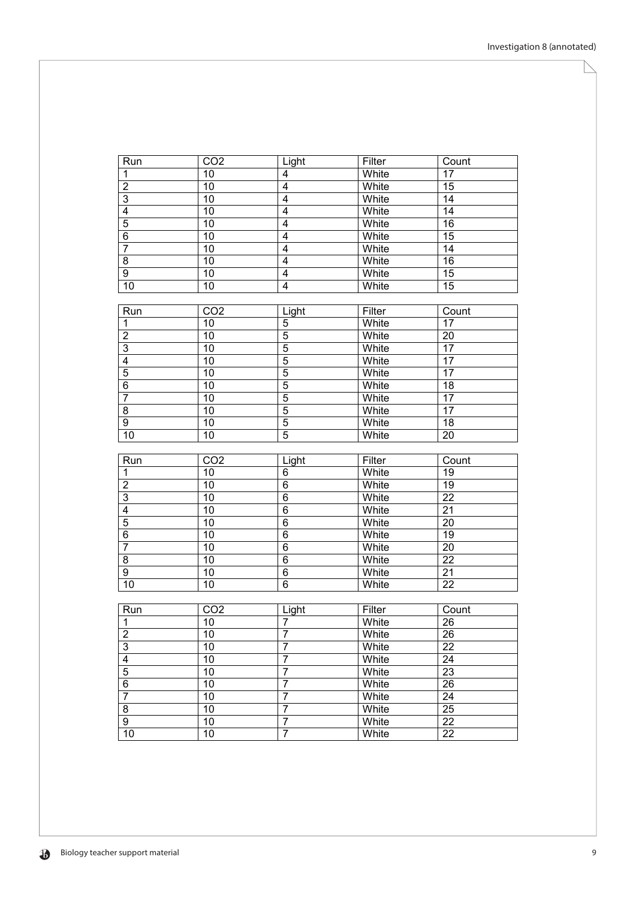| Run | CO2 | Light | Filter | Count |
|---|---|---|---|---|
| 1 | 10 | 4 | White | 17 |
| 2 | 10 | 4 | White | 15 |
| 3 | 10 | 4 | White | 14 |
| 4 | 10 | 4 | White | 14 |
| 5 | 10 | 4 | White | 16 |
| 6 | 10 | 4 | White | 15 |
| 7 | 10 | 4 | White | 14 |
| 8 | 10 | 4 | White | 16 |
| 9 | 10 | 4 | White | 15 |
| 10 | 10 | 4 | White | 15 |

| Run | CO2 | Light | Filter | Count |
|---|---|---|---|---|
| 1 | 10 | 5 | White | 17 |
| 2 | 10 | 5 | White | 20 |
| 3 | 10 | 5 | White | 17 |
| 4 | 10 | 5 | White | 17 |
| 5 | 10 | 5 | White | 17 |
| 6 | 10 | 5 | White | 18 |
| 7 | 10 | 5 | White | 17 |
| 8 | 10 | 5 | White | 17 |
| 9 | 10 | 5 | White | 18 |
| 10 | 10 | 5 | White | 20 |

| Run | CO2 | Light | Filter | Count |
|---|---|---|---|---|
| 1 | 10 | 6 | White | 19 |
| 2 | 10 | 6 | White | 19 |
| 3 | 10 | 6 | White | 22 |
| 4 | 10 | 6 | White | 21 |
| 5 | 10 | 6 | White | 20 |
| 6 | 10 | 6 | White | 19 |
| 7 | 10 | 6 | White | 20 |
| 8 | 10 | 6 | White | 22 |
| 9 | 10 | 6 | White | 21 |
| 10 | 10 | 6 | White | 22 |

| Run | CO2 | Light | Filter | Count |
|---|---|---|---|---|
| 1 | 10 | 7 | White | 26 |
| 2 | 10 | 7 | White | 26 |
| 3 | 10 | 7 | White | 22 |
| 4 | 10 | 7 | White | 24 |
| 5 | 10 | 7 | White | 23 |
| 6 | 10 | 7 | White | 26 |
| 7 | 10 | 7 | White | 24 |
| 8 | 10 | 7 | White | 25 |
| 9 | 10 | 7 | White | 22 |
| 10 | 10 | 7 | White | 22 |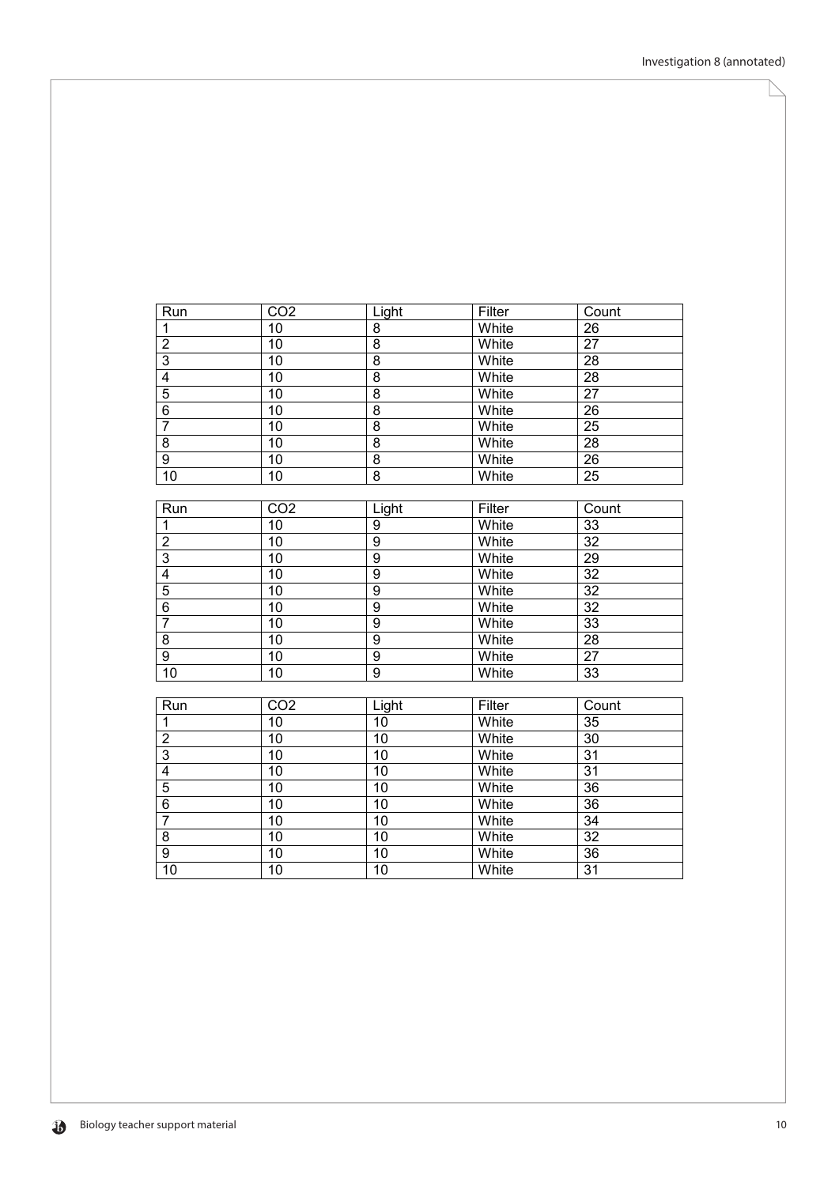| Run | CO2 | Light | Filter | Count |
|---|---|---|---|---|
| 1 | 10 | 8 | White | 26 |
| 2 | 10 | 8 | White | 27 |
| 3 | 10 | 8 | White | 28 |
| 4 | 10 | 8 | White | 28 |
| 5 | 10 | 8 | White | 27 |
| 6 | 10 | 8 | White | 26 |
| 7 | 10 | 8 | White | 25 |
| 8 | 10 | 8 | White | 28 |
| 9 | 10 | 8 | White | 26 |
| 10 | 10 | 8 | White | 25 |

| Run | CO2 | Light | Filter | Count |
|---|---|---|---|---|
| 1 | 10 | 9 | White | 33 |
| 2 | 10 | 9 | White | 32 |
| 3 | 10 | 9 | White | 29 |
| 4 | 10 | 9 | White | 32 |
| 5 | 10 | 9 | White | 32 |
| 6 | 10 | 9 | White | 32 |
| 7 | 10 | 9 | White | 33 |
| 8 | 10 | 9 | White | 28 |
| 9 | 10 | 9 | White | 27 |
| 10 | 10 | 9 | White | 33 |

| Run | CO2 | Light | Filter | Count |
|---|---|---|---|---|
| 1 | 10 | 10 | White | 35 |
| 2 | 10 | 10 | White | 30 |
| 3 | 10 | 10 | White | 31 |
| 4 | 10 | 10 | White | 31 |
| 5 | 10 | 10 | White | 36 |
| 6 | 10 | 10 | White | 36 |
| 7 | 10 | 10 | White | 34 |
| 8 | 10 | 10 | White | 32 |
| 9 | 10 | 10 | White | 36 |
| 10 | 10 | 10 | White | 31 |